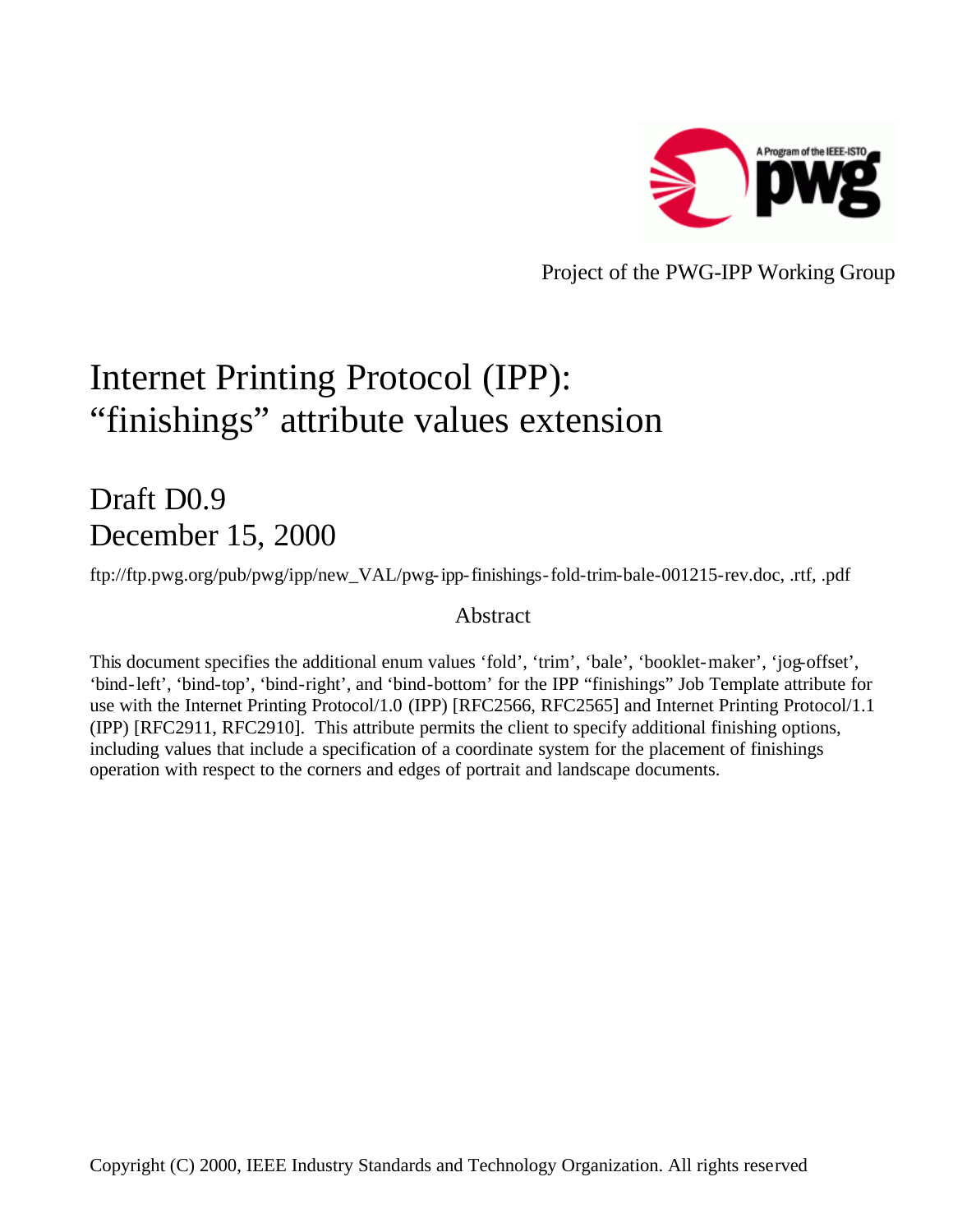Project of the PWG-IPP Working Group

# Internet Printing Protocol (IPP): "finishings" attribute values extension

## Draft D0.9
## December 15, 2000

ftp://ftp.pwg.org/pub/pwg/ipp/new_VAL/pwg-ipp-finishings-fold-trim-bale-001215-rev.doc, .rtf, .pdf

### Abstract

This document specifies the additional enum values 'fold', 'trim', 'bale', 'booklet-maker', 'jog-offset', 'bind-left', 'bind-top', 'bind-right', and 'bind-bottom' for the IPP "finishings" Job Template attribute for use with the Internet Printing Protocol/1.0 (IPP) [RFC2566, RFC2565] and Internet Printing Protocol/1.1 (IPP) [RFC2911, RFC2910]. This attribute permits the client to specify additional finishing options, including values that include a specification of a coordinate system for the placement of finishings operation with respect to the corners and edges of portrait and landscape documents.

Copyright (C) 2000, IEEE Industry Standards and Technology Organization. All rights reserved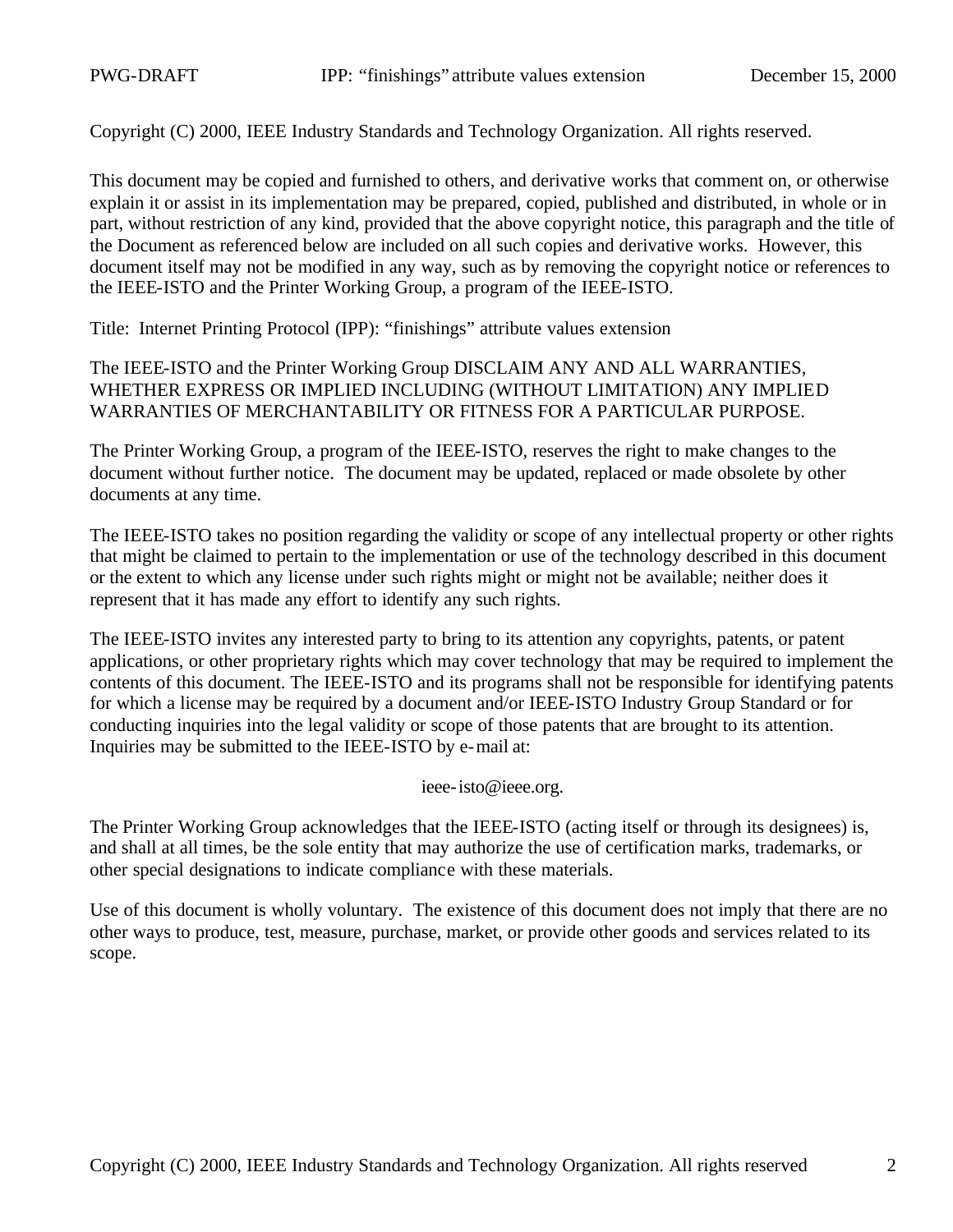Copyright (C) 2000, IEEE Industry Standards and Technology Organization. All rights reserved.

This document may be copied and furnished to others, and derivative works that comment on, or otherwise explain it or assist in its implementation may be prepared, copied, published and distributed, in whole or in part, without restriction of any kind, provided that the above copyright notice, this paragraph and the title of the Document as referenced below are included on all such copies and derivative works. However, this document itself may not be modified in any way, such as by removing the copyright notice or references to the IEEE-ISTO and the Printer Working Group, a program of the IEEE-ISTO.

Title: Internet Printing Protocol (IPP): "finishings" attribute values extension

The IEEE-ISTO and the Printer Working Group DISCLAIM ANY AND ALL WARRANTIES, WHETHER EXPRESS OR IMPLIED INCLUDING (WITHOUT LIMITATION) ANY IMPLIED WARRANTIES OF MERCHANTABILITY OR FITNESS FOR A PARTICULAR PURPOSE.

The Printer Working Group, a program of the IEEE-ISTO, reserves the right to make changes to the document without further notice. The document may be updated, replaced or made obsolete by other documents at any time.

The IEEE-ISTO takes no position regarding the validity or scope of any intellectual property or other rights that might be claimed to pertain to the implementation or use of the technology described in this document or the extent to which any license under such rights might or might not be available; neither does it represent that it has made any effort to identify any such rights.

The IEEE-ISTO invites any interested party to bring to its attention any copyrights, patents, or patent applications, or other proprietary rights which may cover technology that may be required to implement the contents of this document. The IEEE-ISTO and its programs shall not be responsible for identifying patents for which a license may be required by a document and/or IEEE-ISTO Industry Group Standard or for conducting inquiries into the legal validity or scope of those patents that are brought to its attention. Inquiries may be submitted to the IEEE-ISTO by e-mail at:

ieee-isto@ieee.org.

The Printer Working Group acknowledges that the IEEE-ISTO (acting itself or through its designees) is, and shall at all times, be the sole entity that may authorize the use of certification marks, trademarks, or other special designations to indicate compliance with these materials.

Use of this document is wholly voluntary. The existence of this document does not imply that there are no other ways to produce, test, measure, purchase, market, or provide other goods and services related to its scope.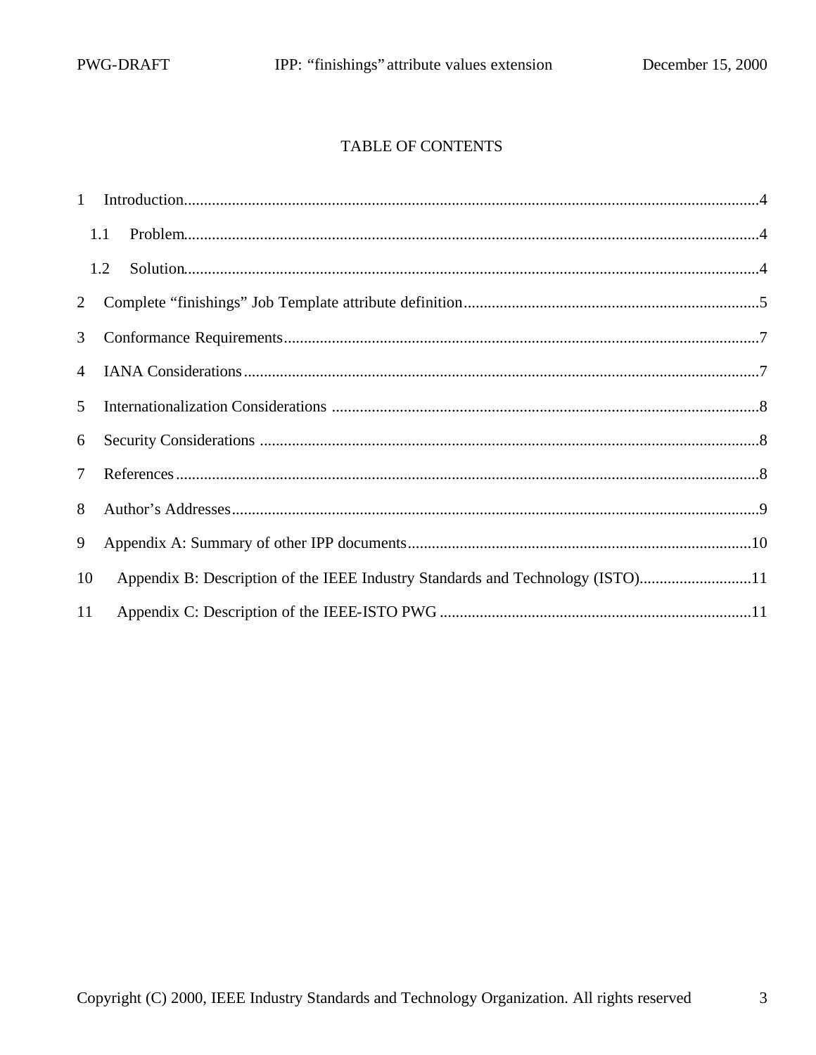# TABLE OF CONTENTS

1 Introduction....................................................................................................................................4

  1.1 Problem....................................................................................................................................4

  1.2 Solution....................................................................................................................................4

2 Complete “finishings” Job Template attribute definition.........................................................................5

3 Conformance Requirements...................................................................................................................7

4 IANA Considerations.............................................................................................................................7

5 Internationalization Considerations ........................................................................................................8

6 Security Considerations .........................................................................................................................8

7 References.............................................................................................................................................8

8 Author’s Addresses................................................................................................................................9

9 Appendix A: Summary of other IPP documents......................................................................................10

10 Appendix B: Description of the IEEE Industry Standards and Technology (ISTO)..............................11

11 Appendix C: Description of the IEEE-ISTO PWG ..............................................................................11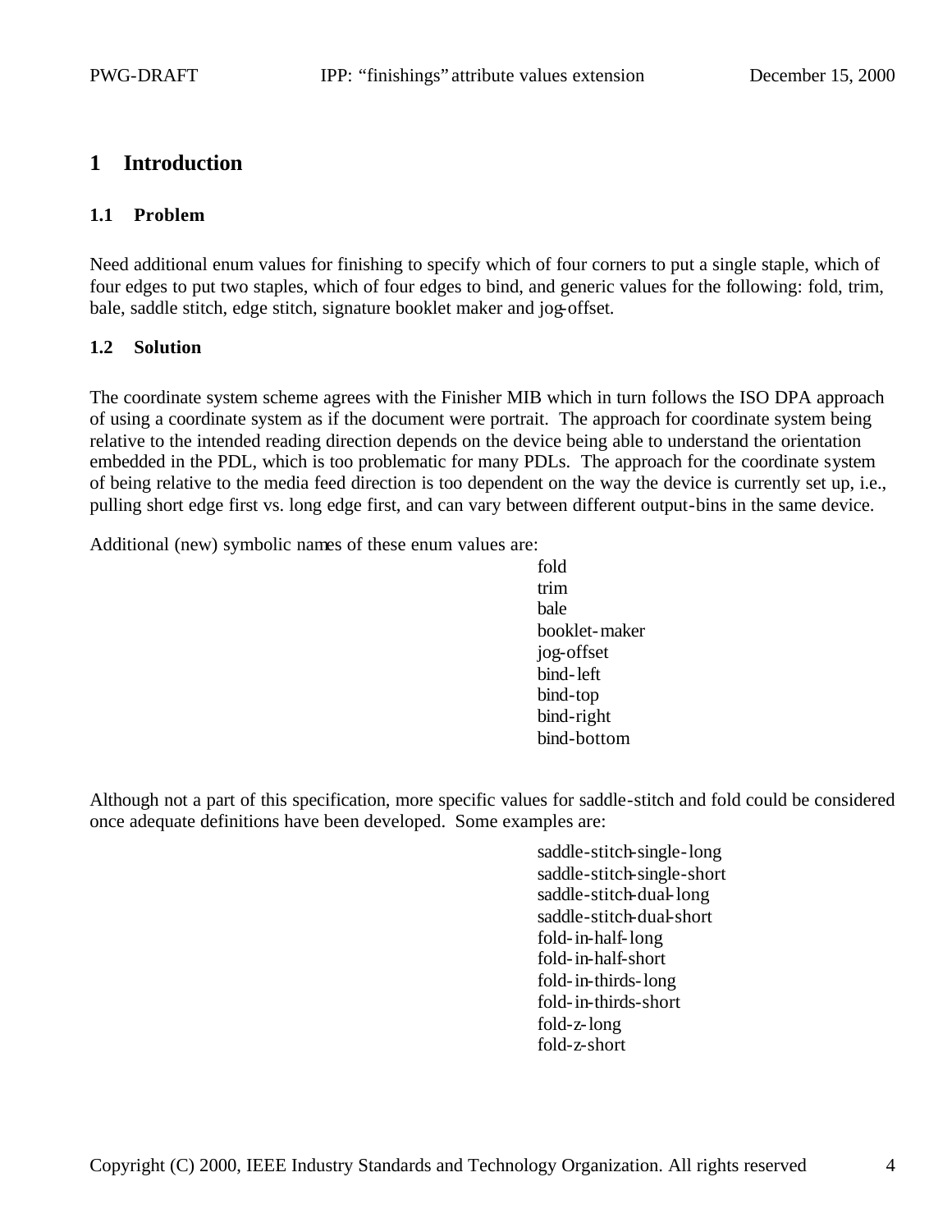# 1 Introduction

## 1.1 Problem

Need additional enum values for finishing to specify which of four corners to put a single staple, which of four edges to put two staples, which of four edges to bind, and generic values for the following: fold, trim, bale, saddle stitch, edge stitch, signature booklet maker and jog-offset.

## 1.2 Solution

The coordinate system scheme agrees with the Finisher MIB which in turn follows the ISO DPA approach of using a coordinate system as if the document were portrait. The approach for coordinate system being relative to the intended reading direction depends on the device being able to understand the orientation embedded in the PDL, which is too problematic for many PDLs. The approach for the coordinate system of being relative to the media feed direction is too dependent on the way the device is currently set up, i.e., pulling short edge first vs. long edge first, and can vary between different output-bins in the same device.

Additional (new) symbolic names of these enum values are:

fold
trim
bale
booklet-maker
jog-offset
bind-left
bind-top
bind-right
bind-bottom

Although not a part of this specification, more specific values for saddle-stitch and fold could be considered once adequate definitions have been developed. Some examples are:

saddle-stitch-single-long
saddle-stitch-single-short
saddle-stitch-dual-long
saddle-stitch-dual-short
fold-in-half-long
fold-in-half-short
fold-in-thirds-long
fold-in-thirds-short
fold-z-long
fold-z-short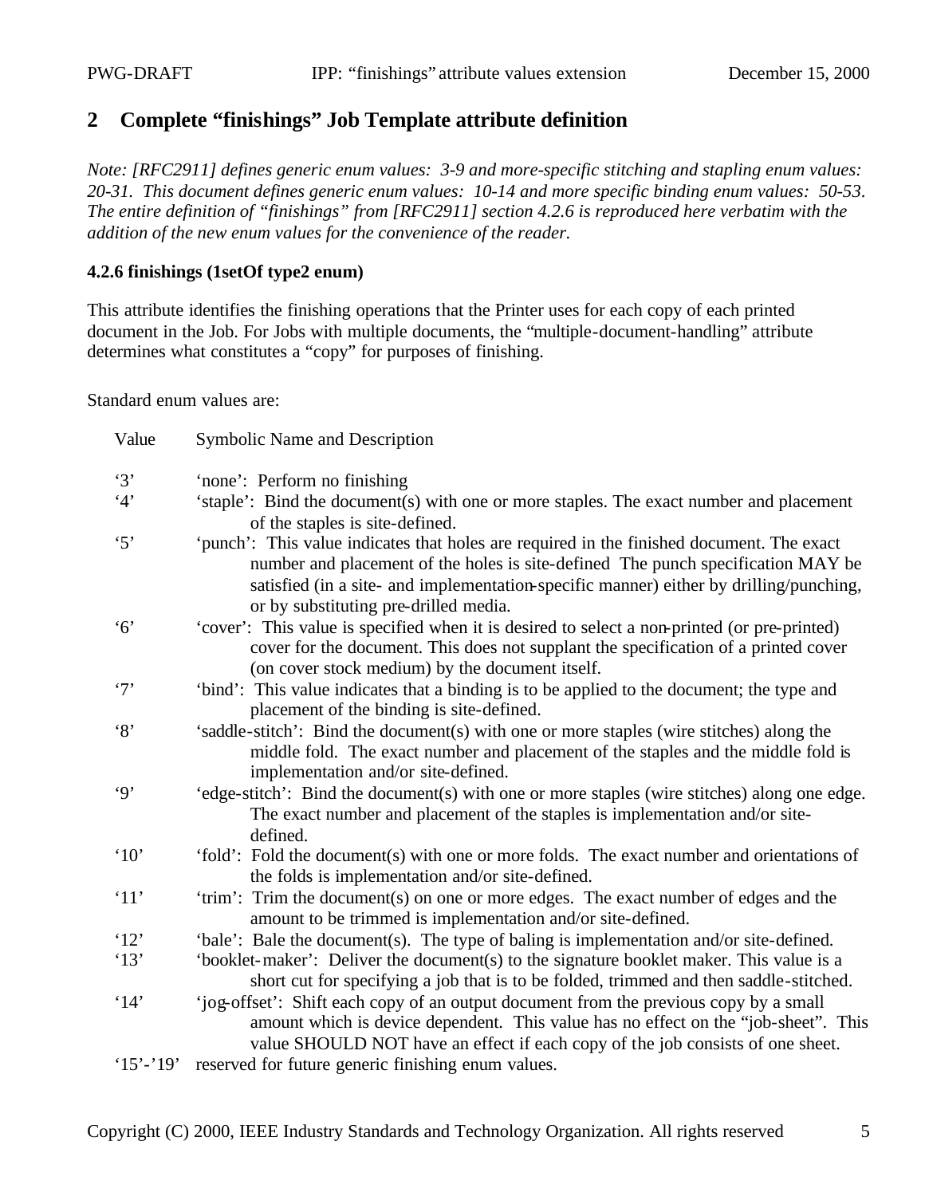## 2 Complete "finishings" Job Template attribute definition

*Note: [RFC2911] defines generic enum values: 3-9 and more-specific stitching and stapling enum values: 20-31. This document defines generic enum values: 10-14 and more specific binding enum values: 50-53. The entire definition of "finishings" from [RFC2911] section 4.2.6 is reproduced here verbatim with the addition of the new enum values for the convenience of the reader.*

**4.2.6 finishings (1setOf type2 enum)**

This attribute identifies the finishing operations that the Printer uses for each copy of each printed document in the Job. For Jobs with multiple documents, the "multiple-document-handling" attribute determines what constitutes a "copy" for purposes of finishing.

Standard enum values are:

| Value | Symbolic Name and Description |
|---|---|
| '3' | 'none': Perform no finishing |
| '4' | 'staple': Bind the document(s) with one or more staples. The exact number and placement of the staples is site-defined. |
| '5' | 'punch': This value indicates that holes are required in the finished document. The exact number and placement of the holes is site-defined The punch specification MAY be satisfied (in a site- and implementation-specific manner) either by drilling/punching, or by substituting pre-drilled media. |
| '6' | 'cover': This value is specified when it is desired to select a non-printed (or pre-printed) cover for the document. This does not supplant the specification of a printed cover (on cover stock medium) by the document itself. |
| '7' | 'bind': This value indicates that a binding is to be applied to the document; the type and placement of the binding is site-defined. |
| '8' | 'saddle-stitch': Bind the document(s) with one or more staples (wire stitches) along the middle fold. The exact number and placement of the staples and the middle fold is implementation and/or site-defined. |
| '9' | 'edge-stitch': Bind the document(s) with one or more staples (wire stitches) along one edge. The exact number and placement of the staples is implementation and/or site-defined. |
| '10' | 'fold': Fold the document(s) with one or more folds. The exact number and orientations of the folds is implementation and/or site-defined. |
| '11' | 'trim': Trim the document(s) on one or more edges. The exact number of edges and the amount to be trimmed is implementation and/or site-defined. |
| '12' | 'bale': Bale the document(s). The type of baling is implementation and/or site-defined. |
| '13' | 'booklet-maker': Deliver the document(s) to the signature booklet maker. This value is a short cut for specifying a job that is to be folded, trimmed and then saddle-stitched. |
| '14' | 'jog-offset': Shift each copy of an output document from the previous copy by a small amount which is device dependent. This value has no effect on the "job-sheet". This value SHOULD NOT have an effect if each copy of the job consists of one sheet. |
| '15'-'19' | reserved for future generic finishing enum values. |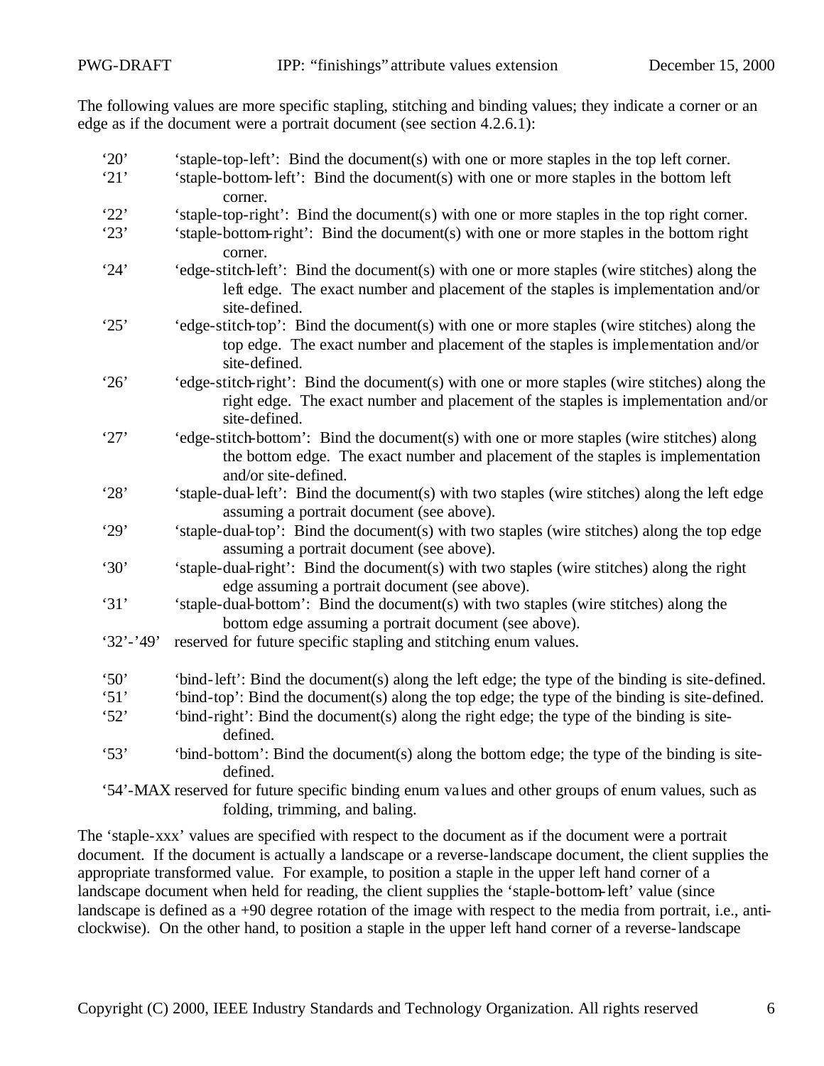The following values are more specific stapling, stitching and binding values; they indicate a corner or an edge as if the document were a portrait document (see section 4.2.6.1):

- ‘20’ ‘staple-top-left’: Bind the document(s) with one or more staples in the top left corner.
- ‘21’ ‘staple-bottom-left’: Bind the document(s) with one or more staples in the bottom left corner.
- ‘22’ ‘staple-top-right’: Bind the document(s) with one or more staples in the top right corner.
- ‘23’ ‘staple-bottom-right’: Bind the document(s) with one or more staples in the bottom right corner.
- ‘24’ ‘edge-stitch-left’: Bind the document(s) with one or more staples (wire stitches) along the left edge. The exact number and placement of the staples is implementation and/or site-defined.
- ‘25’ ‘edge-stitch-top’: Bind the document(s) with one or more staples (wire stitches) along the top edge. The exact number and placement of the staples is implementation and/or site-defined.
- ‘26’ ‘edge-stitch-right’: Bind the document(s) with one or more staples (wire stitches) along the right edge. The exact number and placement of the staples is implementation and/or site-defined.
- ‘27’ ‘edge-stitch-bottom’: Bind the document(s) with one or more staples (wire stitches) along the bottom edge. The exact number and placement of the staples is implementation and/or site-defined.
- ‘28’ ‘staple-dual-left’: Bind the document(s) with two staples (wire stitches) along the left edge assuming a portrait document (see above).
- ‘29’ ‘staple-dual-top’: Bind the document(s) with two staples (wire stitches) along the top edge assuming a portrait document (see above).
- ‘30’ ‘staple-dual-right’: Bind the document(s) with two staples (wire stitches) along the right edge assuming a portrait document (see above).
- ‘31’ ‘staple-dual-bottom’: Bind the document(s) with two staples (wire stitches) along the bottom edge assuming a portrait document (see above).
- ‘32’-’49’ reserved for future specific stapling and stitching enum values.

- ‘50’ ‘bind-left’: Bind the document(s) along the left edge; the type of the binding is site-defined.
- ‘51’ ‘bind-top’: Bind the document(s) along the top edge; the type of the binding is site-defined.
- ‘52’ ‘bind-right’: Bind the document(s) along the right edge; the type of the binding is site-defined.
- ‘53’ ‘bind-bottom’: Bind the document(s) along the bottom edge; the type of the binding is site-defined.
- ‘54’-MAX reserved for future specific binding enum values and other groups of enum values, such as folding, trimming, and baling.

The ‘staple-xxx’ values are specified with respect to the document as if the document were a portrait document. If the document is actually a landscape or a reverse-landscape document, the client supplies the appropriate transformed value. For example, to position a staple in the upper left hand corner of a landscape document when held for reading, the client supplies the ‘staple-bottom-left’ value (since landscape is defined as a +90 degree rotation of the image with respect to the media from portrait, i.e., anti-clockwise). On the other hand, to position a staple in the upper left hand corner of a reverse-landscape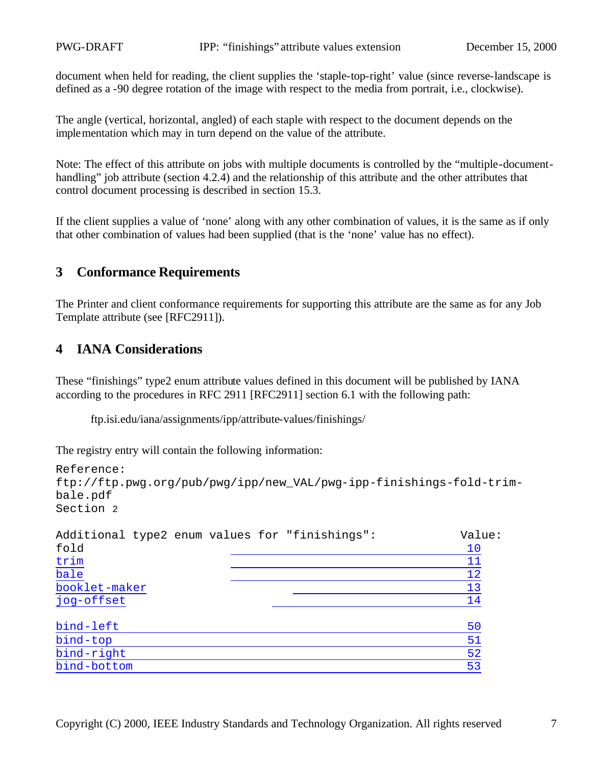document when held for reading, the client supplies the 'staple-top-right' value (since reverse-landscape is defined as a -90 degree rotation of the image with respect to the media from portrait, i.e., clockwise).

The angle (vertical, horizontal, angled) of each staple with respect to the document depends on the implementation which may in turn depend on the value of the attribute.

Note: The effect of this attribute on jobs with multiple documents is controlled by the "multiple-document-handling" job attribute (section 4.2.4) and the relationship of this attribute and the other attributes that control document processing is described in section 15.3.

If the client supplies a value of 'none' along with any other combination of values, it is the same as if only that other combination of values had been supplied (that is the 'none' value has no effect).

## 3 Conformance Requirements

The Printer and client conformance requirements for supporting this attribute are the same as for any Job Template attribute (see [RFC2911]).

## 4 IANA Considerations

These "finishings" type2 enum attribute values defined in this document will be published by IANA according to the procedures in RFC 2911 [RFC2911] section 6.1 with the following path:

ftp.isi.edu/iana/assignments/ipp/attribute-values/finishings/

The registry entry will contain the following information:

```
Reference:
ftp://ftp.pwg.org/pub/pwg/ipp/new_VAL/pwg-ipp-finishings-fold-trim-bale.pdf
Section 2

Additional type2 enum values for "finishings":                 Value:
fold                                                              10
trim                                                              11
bale                                                              12
booklet-maker                                                     13
jog-offset                                                        14

bind-left                                                         50
bind-top                                                          51
bind-right                                                        52
bind-bottom                                                       53
```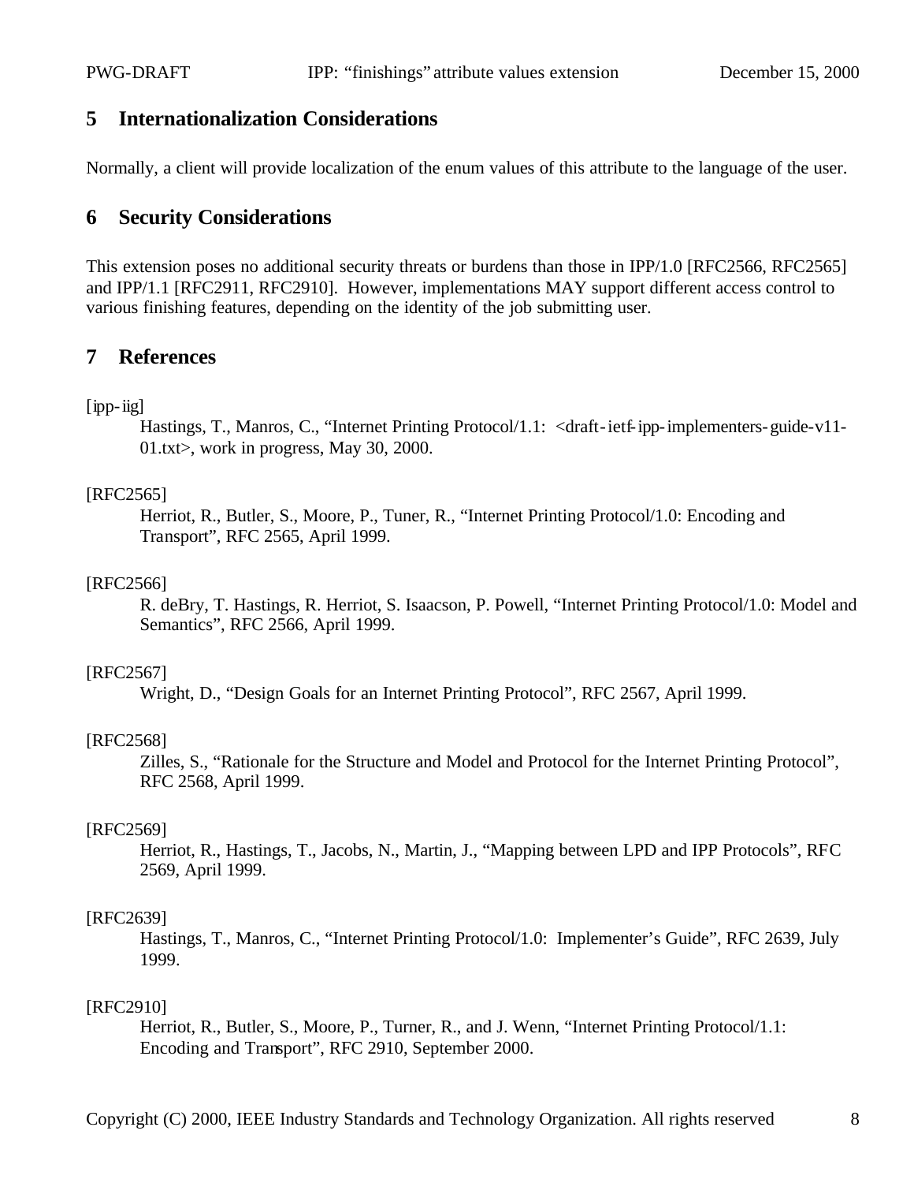## 5 Internationalization Considerations

Normally, a client will provide localization of the enum values of this attribute to the language of the user.

## 6 Security Considerations

This extension poses no additional security threats or burdens than those in IPP/1.0 [RFC2566, RFC2565] and IPP/1.1 [RFC2911, RFC2910]. However, implementations MAY support different access control to various finishing features, depending on the identity of the job submitting user.

## 7 References

[ipp-iig]
Hastings, T., Manros, C., "Internet Printing Protocol/1.1: <draft-ietf-ipp-implementers-guide-v11-01.txt>, work in progress, May 30, 2000.

[RFC2565]
Herriot, R., Butler, S., Moore, P., Tuner, R., "Internet Printing Protocol/1.0: Encoding and Transport", RFC 2565, April 1999.

[RFC2566]
R. deBry, T. Hastings, R. Herriot, S. Isaacson, P. Powell, "Internet Printing Protocol/1.0: Model and Semantics", RFC 2566, April 1999.

[RFC2567]
Wright, D., "Design Goals for an Internet Printing Protocol", RFC 2567, April 1999.

[RFC2568]
Zilles, S., "Rationale for the Structure and Model and Protocol for the Internet Printing Protocol", RFC 2568, April 1999.

[RFC2569]
Herriot, R., Hastings, T., Jacobs, N., Martin, J., "Mapping between LPD and IPP Protocols", RFC 2569, April 1999.

[RFC2639]
Hastings, T., Manros, C., "Internet Printing Protocol/1.0: Implementer's Guide", RFC 2639, July 1999.

[RFC2910]
Herriot, R., Butler, S., Moore, P., Turner, R., and J. Wenn, "Internet Printing Protocol/1.1: Encoding and Transport", RFC 2910, September 2000.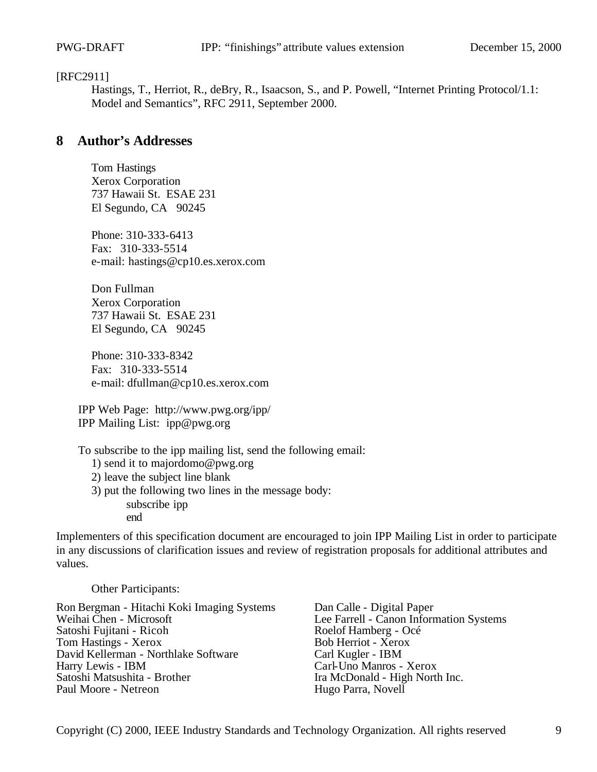[RFC2911]

Hastings, T., Herriot, R., deBry, R., Isaacson, S., and P. Powell, “Internet Printing Protocol/1.1: Model and Semantics”, RFC 2911, September 2000.

## 8 Author’s Addresses

Tom Hastings
Xerox Corporation
737 Hawaii St. ESAE 231
El Segundo, CA 90245

Phone: 310-333-6413
Fax: 310-333-5514
e-mail: hastings@cp10.es.xerox.com

Don Fullman
Xerox Corporation
737 Hawaii St. ESAE 231
El Segundo, CA 90245

Phone: 310-333-8342
Fax: 310-333-5514
e-mail: dfullman@cp10.es.xerox.com

IPP Web Page: http://www.pwg.org/ipp/
IPP Mailing List: ipp@pwg.org

To subscribe to the ipp mailing list, send the following email:

1) send it to majordomo@pwg.org
2) leave the subject line blank
3) put the following two lines in the message body:

```
subscribe ipp
end
```

Implementers of this specification document are encouraged to join IPP Mailing List in order to participate in any discussions of clarification issues and review of registration proposals for additional attributes and values.

Other Participants:

Ron Bergman - Hitachi Koki Imaging Systems
Dan Calle - Digital Paper
Weihai Chen - Microsoft
Lee Farrell - Canon Information Systems
Satoshi Fujitani - Ricoh
Roelof Hamberg - Océ
Tom Hastings - Xerox
Bob Herriot - Xerox
David Kellerman - Northlake Software
Carl Kugler - IBM
Harry Lewis - IBM
Carl-Uno Manros - Xerox
Satoshi Matsushita - Brother
Ira McDonald - High North Inc.
Paul Moore - Netreon
Hugo Parra, Novell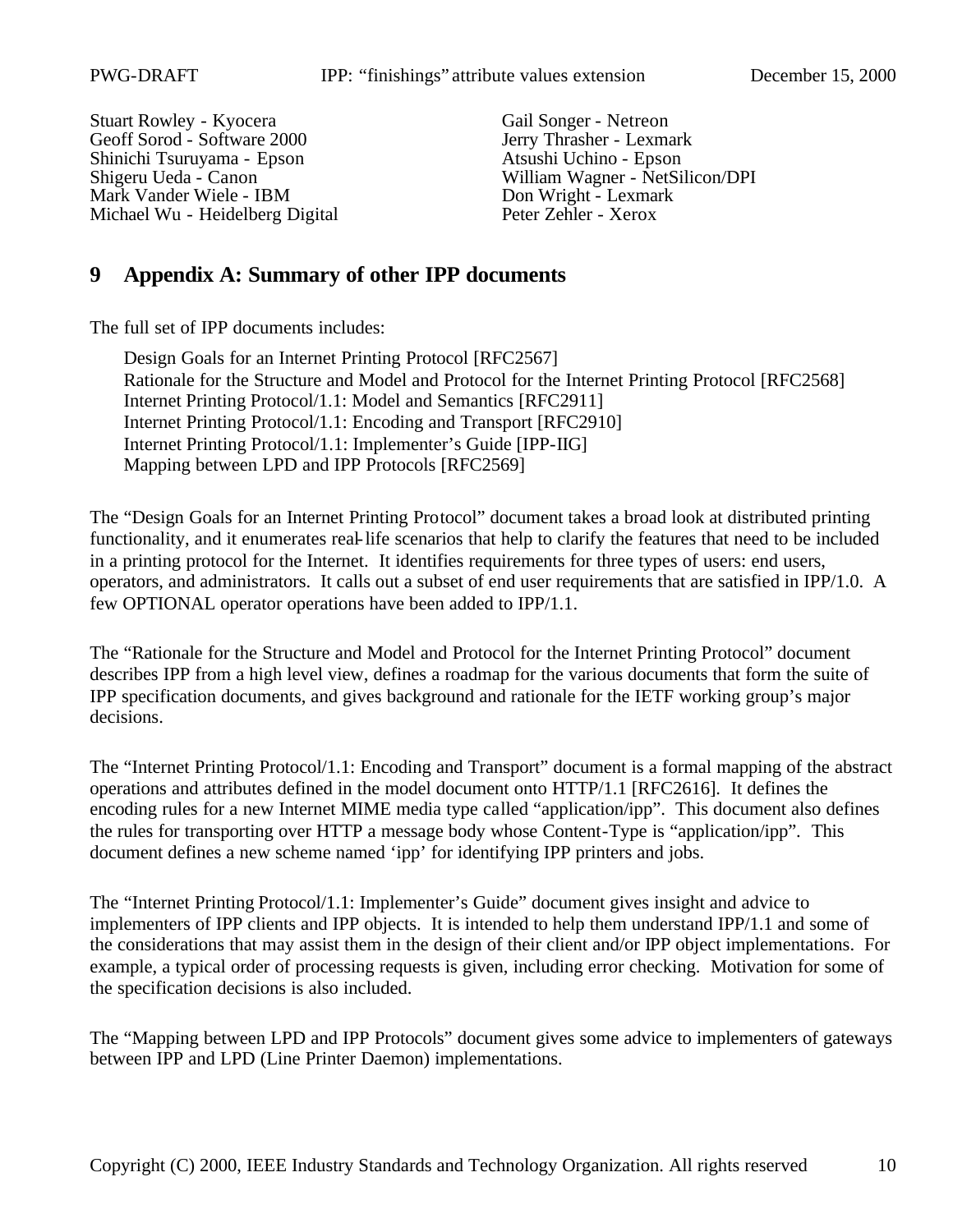Stuart Rowley - Kyocera
Geoff Sorod - Software 2000
Shinichi Tsuruyama - Epson
Shigeru Ueda - Canon
Mark Vander Wiele - IBM
Michael Wu - Heidelberg Digital
Gail Songer - Netreon
Jerry Thrasher - Lexmark
Atsushi Uchino - Epson
William Wagner - NetSilicon/DPI
Don Wright - Lexmark
Peter Zehler - Xerox

# 9 Appendix A: Summary of other IPP documents

The full set of IPP documents includes:

Design Goals for an Internet Printing Protocol [RFC2567]
Rationale for the Structure and Model and Protocol for the Internet Printing Protocol [RFC2568]
Internet Printing Protocol/1.1: Model and Semantics [RFC2911]
Internet Printing Protocol/1.1: Encoding and Transport [RFC2910]
Internet Printing Protocol/1.1: Implementer's Guide [IPP-IIG]
Mapping between LPD and IPP Protocols [RFC2569]

The "Design Goals for an Internet Printing Protocol" document takes a broad look at distributed printing functionality, and it enumerates real-life scenarios that help to clarify the features that need to be included in a printing protocol for the Internet. It identifies requirements for three types of users: end users, operators, and administrators. It calls out a subset of end user requirements that are satisfied in IPP/1.0. A few OPTIONAL operator operations have been added to IPP/1.1.

The "Rationale for the Structure and Model and Protocol for the Internet Printing Protocol" document describes IPP from a high level view, defines a roadmap for the various documents that form the suite of IPP specification documents, and gives background and rationale for the IETF working group's major decisions.

The "Internet Printing Protocol/1.1: Encoding and Transport" document is a formal mapping of the abstract operations and attributes defined in the model document onto HTTP/1.1 [RFC2616]. It defines the encoding rules for a new Internet MIME media type called "application/ipp". This document also defines the rules for transporting over HTTP a message body whose Content-Type is "application/ipp". This document defines a new scheme named 'ipp' for identifying IPP printers and jobs.

The "Internet Printing Protocol/1.1: Implementer's Guide" document gives insight and advice to implementers of IPP clients and IPP objects. It is intended to help them understand IPP/1.1 and some of the considerations that may assist them in the design of their client and/or IPP object implementations. For example, a typical order of processing requests is given, including error checking. Motivation for some of the specification decisions is also included.

The "Mapping between LPD and IPP Protocols" document gives some advice to implementers of gateways between IPP and LPD (Line Printer Daemon) implementations.

Copyright (C) 2000, IEEE Industry Standards and Technology Organization. All rights reserved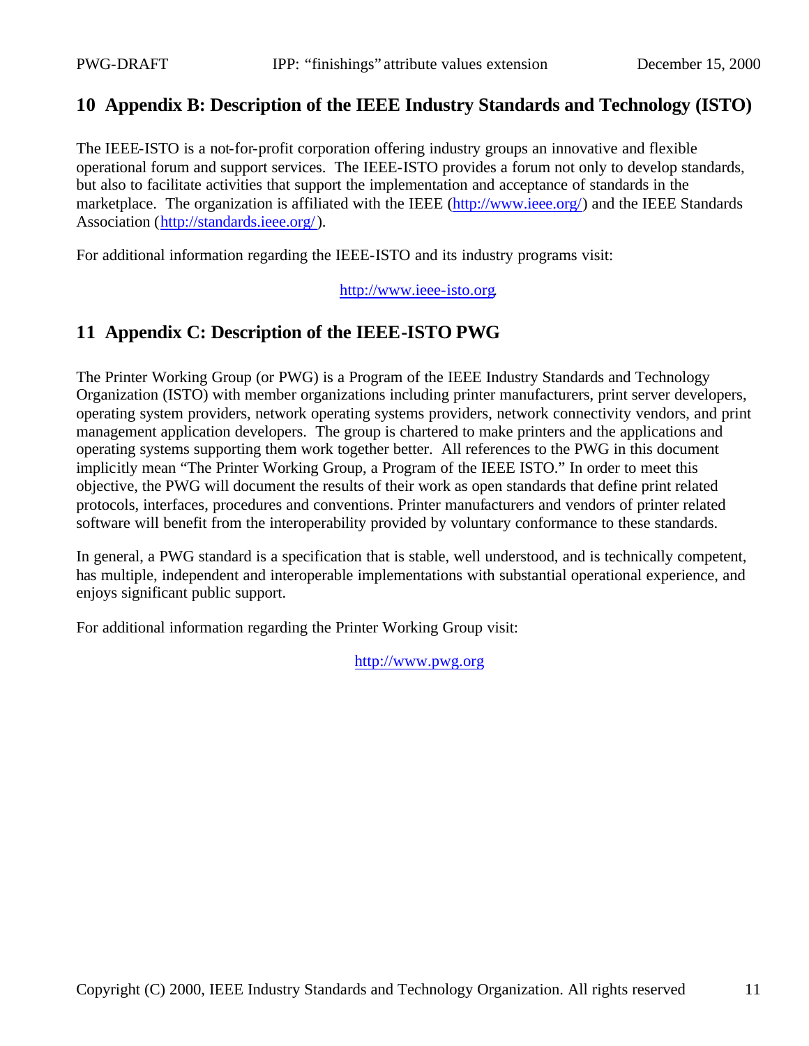## 10 Appendix B: Description of the IEEE Industry Standards and Technology (ISTO)

The IEEE-ISTO is a not-for-profit corporation offering industry groups an innovative and flexible operational forum and support services. The IEEE-ISTO provides a forum not only to develop standards, but also to facilitate activities that support the implementation and acceptance of standards in the marketplace. The organization is affiliated with the IEEE (http://www.ieee.org/) and the IEEE Standards Association (http://standards.ieee.org/).

For additional information regarding the IEEE-ISTO and its industry programs visit:

http://www.ieee-isto.org.

## 11 Appendix C: Description of the IEEE-ISTO PWG

The Printer Working Group (or PWG) is a Program of the IEEE Industry Standards and Technology Organization (ISTO) with member organizations including printer manufacturers, print server developers, operating system providers, network operating systems providers, network connectivity vendors, and print management application developers. The group is chartered to make printers and the applications and operating systems supporting them work together better. All references to the PWG in this document implicitly mean "The Printer Working Group, a Program of the IEEE ISTO." In order to meet this objective, the PWG will document the results of their work as open standards that define print related protocols, interfaces, procedures and conventions. Printer manufacturers and vendors of printer related software will benefit from the interoperability provided by voluntary conformance to these standards.

In general, a PWG standard is a specification that is stable, well understood, and is technically competent, has multiple, independent and interoperable implementations with substantial operational experience, and enjoys significant public support.

For additional information regarding the Printer Working Group visit:

http://www.pwg.org